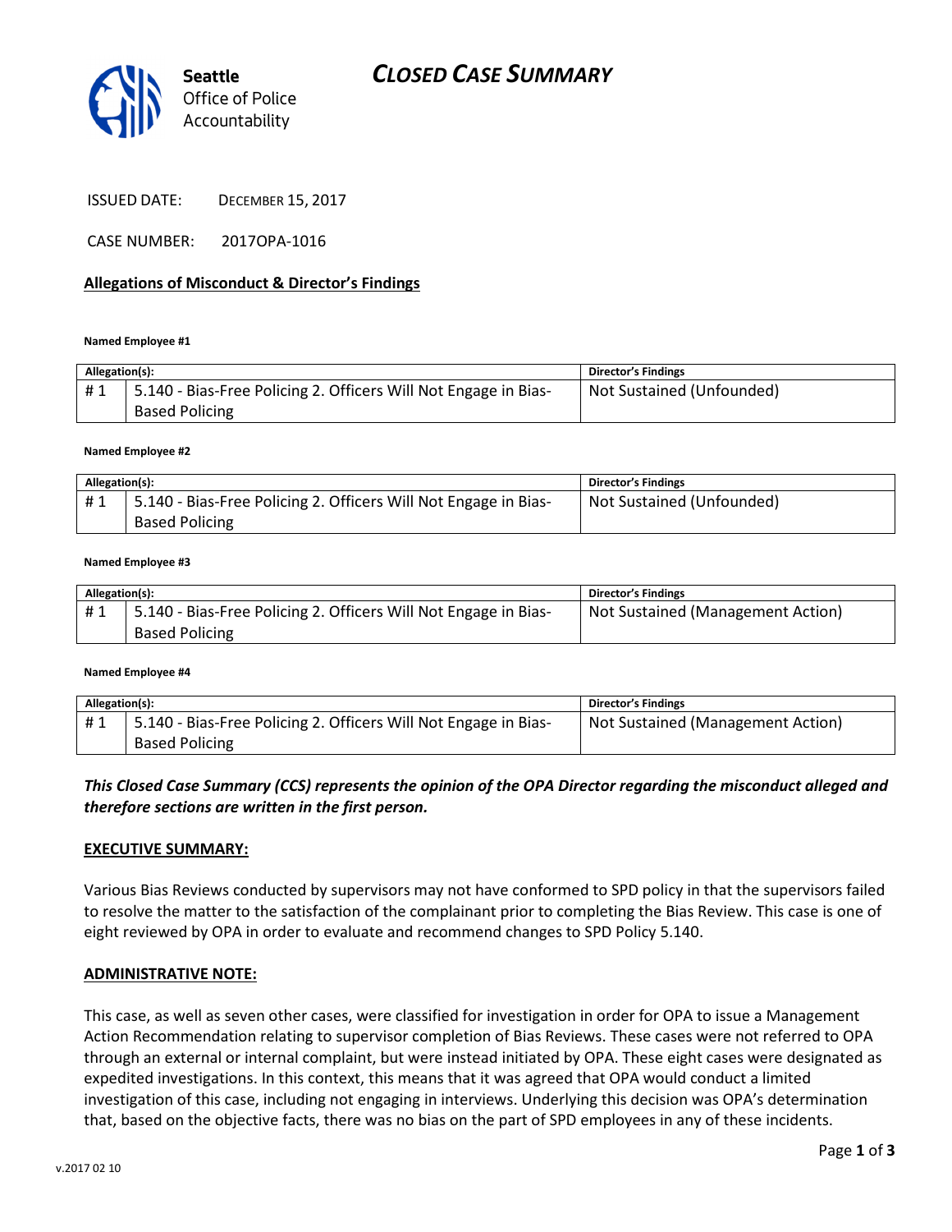# CLOSED CASE SUMMARY

Seattle Office of Police Accountability

ISSUED DATE: DECEMBER 15, 2017

CASE NUMBER: 2017OPA-1016

## Allegations of Misconduct & Director's Findings

**Named Employee #1**

| Allegation(s): | | Director's Findings |
|---|---|---|
| # 1 | 5.140 - Bias-Free Policing 2. Officers Will Not Engage in Bias-Based Policing | Not Sustained (Unfounded) |

**Named Employee #2**

| Allegation(s): | | Director's Findings |
|---|---|---|
| # 1 | 5.140 - Bias-Free Policing 2. Officers Will Not Engage in Bias-Based Policing | Not Sustained (Unfounded) |

**Named Employee #3**

| Allegation(s): | | Director's Findings |
|---|---|---|
| # 1 | 5.140 - Bias-Free Policing 2. Officers Will Not Engage in Bias-Based Policing | Not Sustained (Management Action) |

**Named Employee #4**

| Allegation(s): | | Director's Findings |
|---|---|---|
| # 1 | 5.140 - Bias-Free Policing 2. Officers Will Not Engage in Bias-Based Policing | Not Sustained (Management Action) |

***This Closed Case Summary (CCS) represents the opinion of the OPA Director regarding the misconduct alleged and therefore sections are written in the first person.***

## EXECUTIVE SUMMARY:

Various Bias Reviews conducted by supervisors may not have conformed to SPD policy in that the supervisors failed to resolve the matter to the satisfaction of the complainant prior to completing the Bias Review. This case is one of eight reviewed by OPA in order to evaluate and recommend changes to SPD Policy 5.140.

## ADMINISTRATIVE NOTE:

This case, as well as seven other cases, were classified for investigation in order for OPA to issue a Management Action Recommendation relating to supervisor completion of Bias Reviews. These cases were not referred to OPA through an external or internal complaint, but were instead initiated by OPA. These eight cases were designated as expedited investigations. In this context, this means that it was agreed that OPA would conduct a limited investigation of this case, including not engaging in interviews. Underlying this decision was OPA's determination that, based on the objective facts, there was no bias on the part of SPD employees in any of these incidents.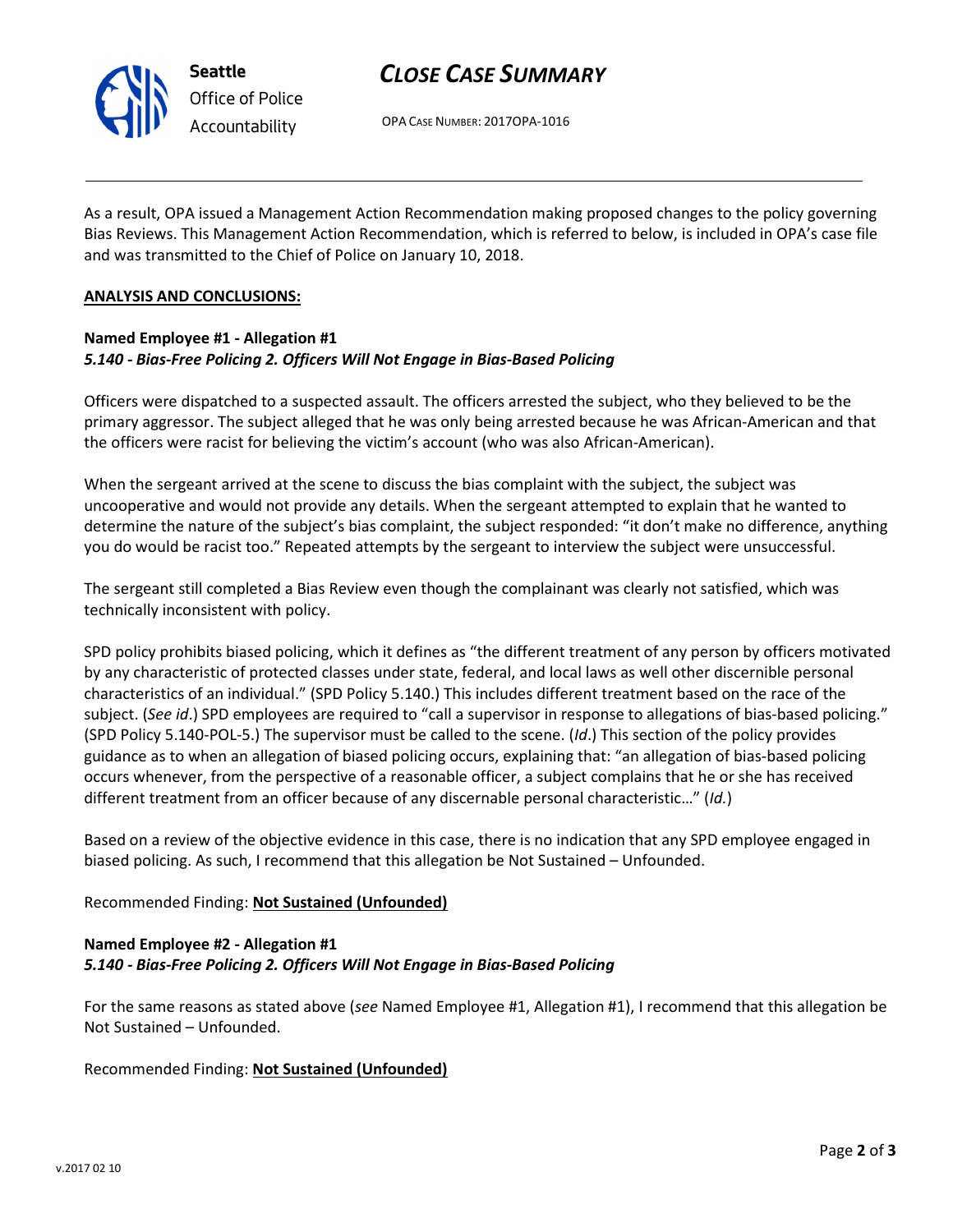As a result, OPA issued a Management Action Recommendation making proposed changes to the policy governing Bias Reviews. This Management Action Recommendation, which is referred to below, is included in OPA's case file and was transmitted to the Chief of Police on January 10, 2018.

**ANALYSIS AND CONCLUSIONS:**

**Named Employee #1 - Allegation #1**
***5.140 - Bias-Free Policing 2. Officers Will Not Engage in Bias-Based Policing***

Officers were dispatched to a suspected assault. The officers arrested the subject, who they believed to be the primary aggressor. The subject alleged that he was only being arrested because he was African-American and that the officers were racist for believing the victim's account (who was also African-American).

When the sergeant arrived at the scene to discuss the bias complaint with the subject, the subject was uncooperative and would not provide any details. When the sergeant attempted to explain that he wanted to determine the nature of the subject's bias complaint, the subject responded: "it don't make no difference, anything you do would be racist too." Repeated attempts by the sergeant to interview the subject were unsuccessful.

The sergeant still completed a Bias Review even though the complainant was clearly not satisfied, which was technically inconsistent with policy.

SPD policy prohibits biased policing, which it defines as "the different treatment of any person by officers motivated by any characteristic of protected classes under state, federal, and local laws as well other discernible personal characteristics of an individual." (SPD Policy 5.140.) This includes different treatment based on the race of the subject. (*See id*.) SPD employees are required to "call a supervisor in response to allegations of bias-based policing." (SPD Policy 5.140-POL-5.) The supervisor must be called to the scene. (*Id*.) This section of the policy provides guidance as to when an allegation of biased policing occurs, explaining that: "an allegation of bias-based policing occurs whenever, from the perspective of a reasonable officer, a subject complains that he or she has received different treatment from an officer because of any discernable personal characteristic…" (*Id.*)

Based on a review of the objective evidence in this case, there is no indication that any SPD employee engaged in biased policing. As such, I recommend that this allegation be Not Sustained – Unfounded.

Recommended Finding: **Not Sustained (Unfounded)**

**Named Employee #2 - Allegation #1**
***5.140 - Bias-Free Policing 2. Officers Will Not Engage in Bias-Based Policing***

For the same reasons as stated above (*see* Named Employee #1, Allegation #1), I recommend that this allegation be Not Sustained – Unfounded.

Recommended Finding: **Not Sustained (Unfounded)**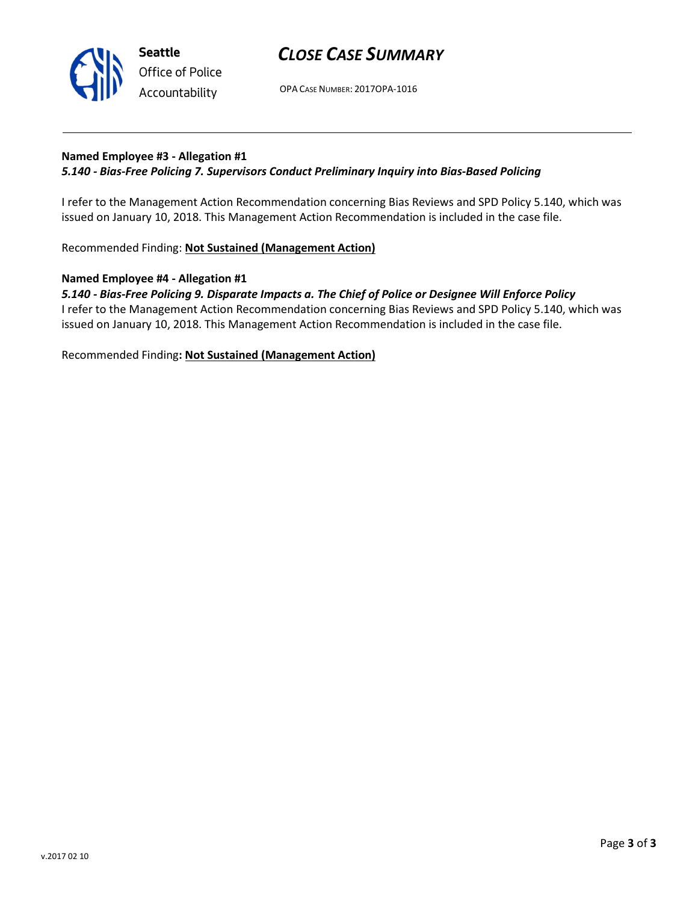**Named Employee #3 - Allegation #1**
***5.140 - Bias-Free Policing 7. Supervisors Conduct Preliminary Inquiry into Bias-Based Policing***

I refer to the Management Action Recommendation concerning Bias Reviews and SPD Policy 5.140, which was issued on January 10, 2018. This Management Action Recommendation is included in the case file.

Recommended Finding: **Not Sustained (Management Action)**

**Named Employee #4 - Allegation #1**
***5.140 - Bias-Free Policing 9. Disparate Impacts a. The Chief of Police or Designee Will Enforce Policy***
I refer to the Management Action Recommendation concerning Bias Reviews and SPD Policy 5.140, which was issued on January 10, 2018. This Management Action Recommendation is included in the case file.

Recommended Finding**: Not Sustained (Management Action)**